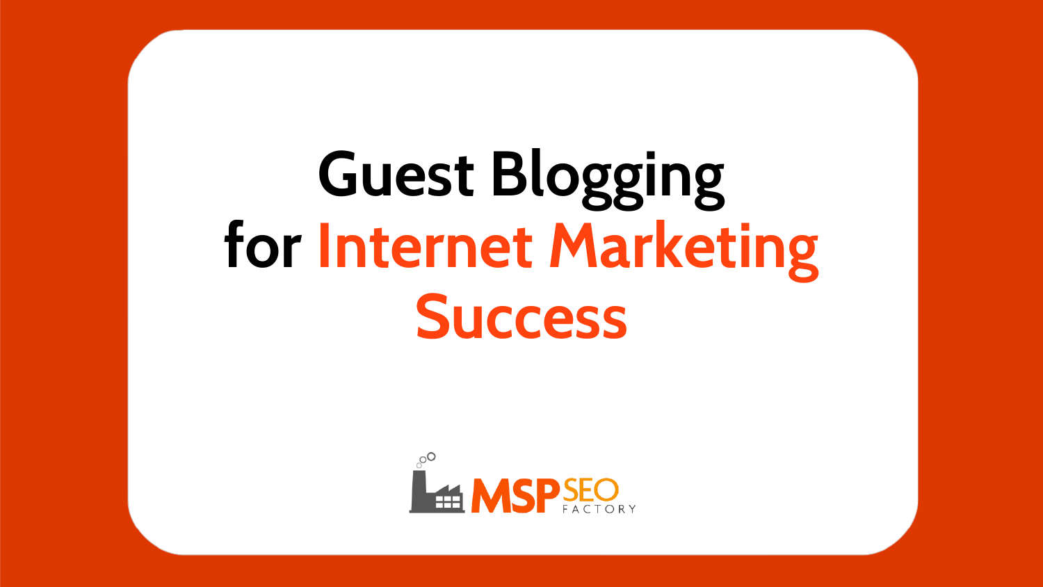# Guest Blogging for Internet Marketing Success

MSP SEO FACTORY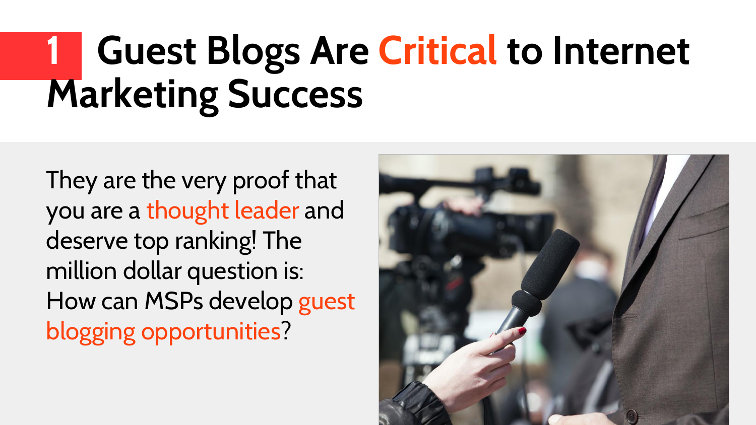# 1 Guest Blogs Are Critical to Internet Marketing Success

They are the very proof that you are a thought leader and deserve top ranking! The million dollar question is: How can MSPs develop guest blogging opportunities?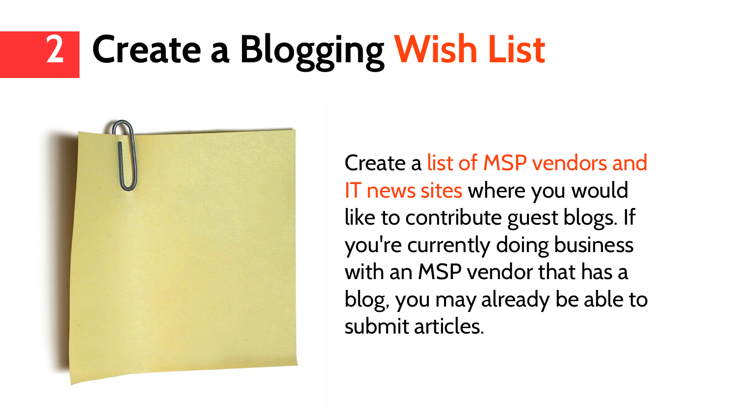# 2 Create a Blogging Wish List

Create a list of MSP vendors and IT news sites where you would like to contribute guest blogs. If you're currently doing business with an MSP vendor that has a blog, you may already be able to submit articles.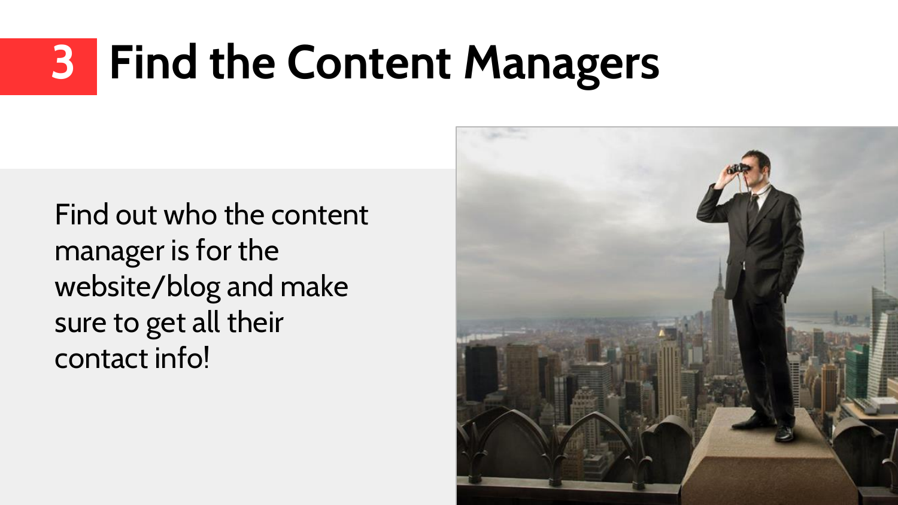# 3 Find the Content Managers

Find out who the content manager is for the website/blog and make sure to get all their contact info!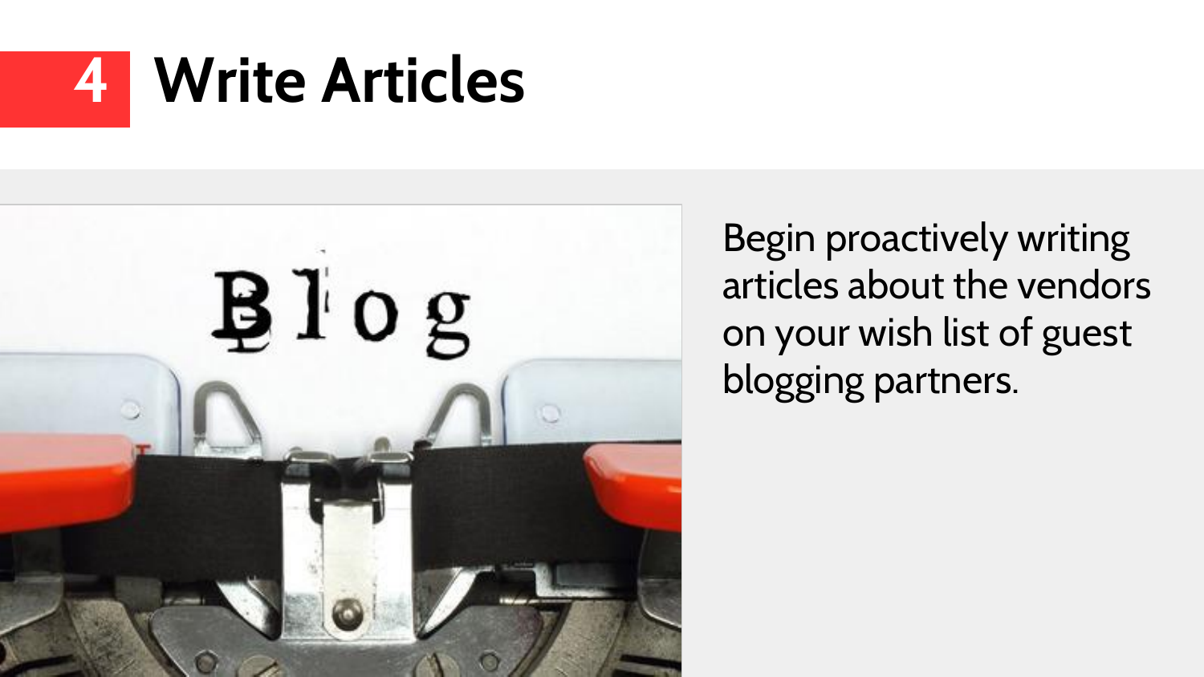# 4 Write Articles

Begin proactively writing articles about the vendors on your wish list of guest blogging partners.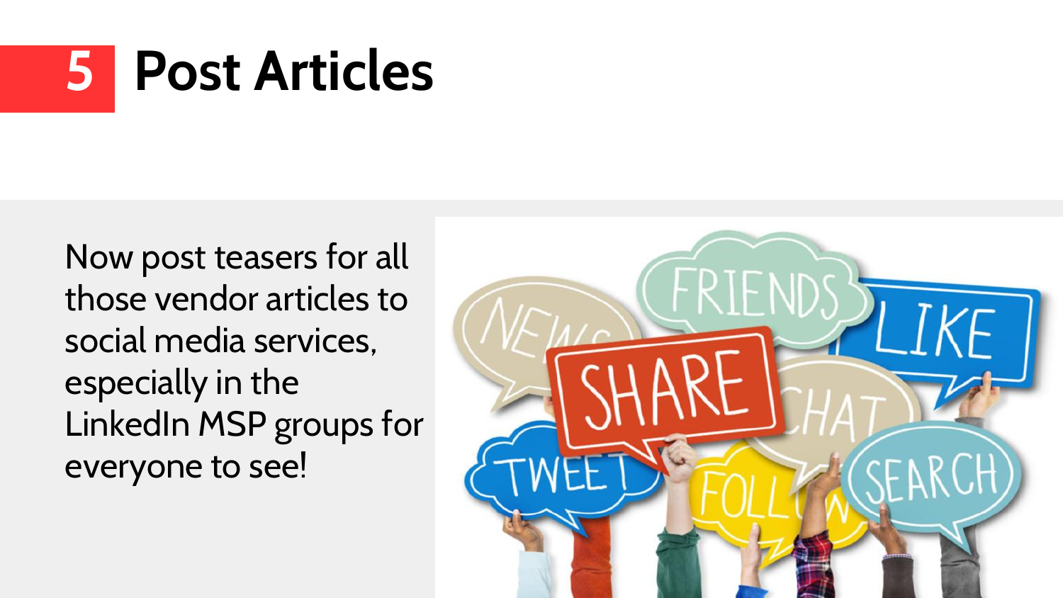# 5 Post Articles

Now post teasers for all those vendor articles to social media services, especially in the LinkedIn MSP groups for everyone to see!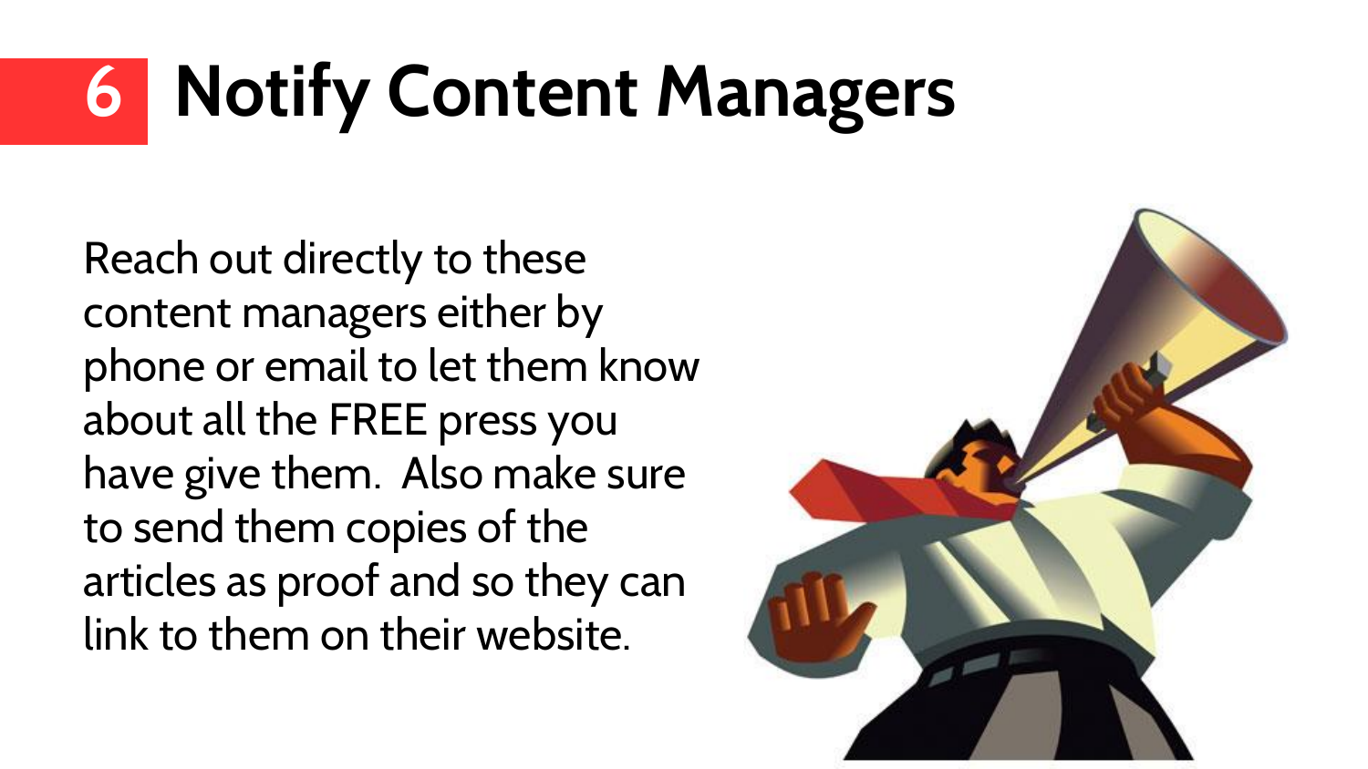# 6 Notify Content Managers

Reach out directly to these content managers either by phone or email to let them know about all the FREE press you have give them. Also make sure to send them copies of the articles as proof and so they can link to them on their website.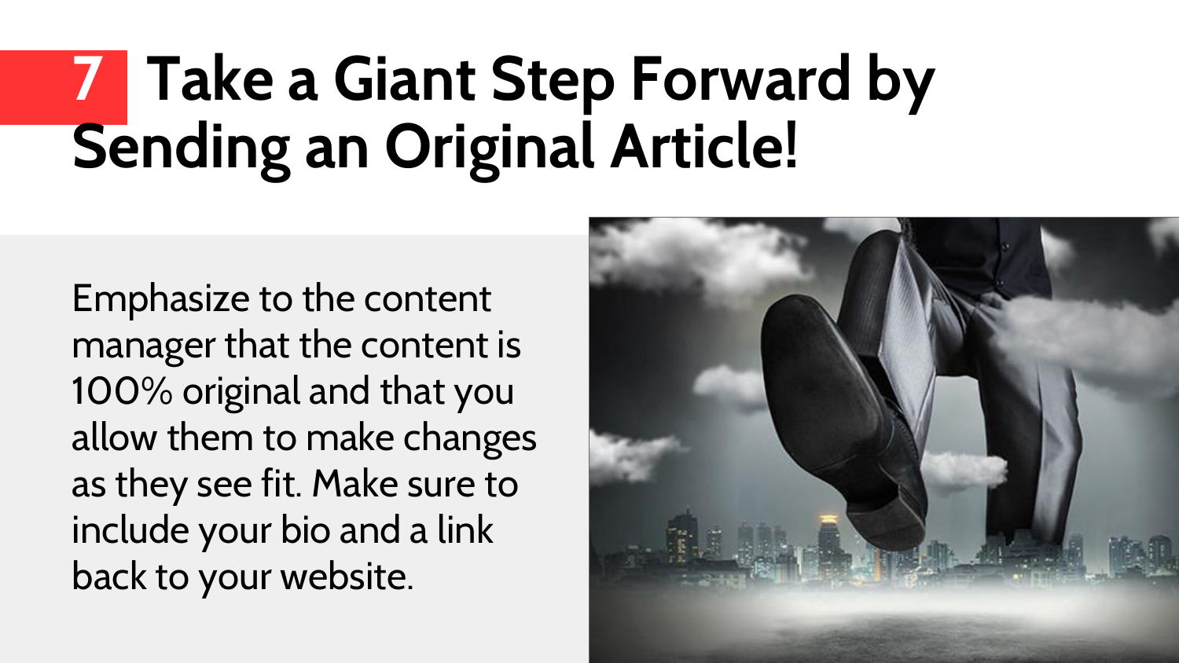# 7 Take a Giant Step Forward by Sending an Original Article!

Emphasize to the content manager that the content is 100% original and that you allow them to make changes as they see fit. Make sure to include your bio and a link back to your website.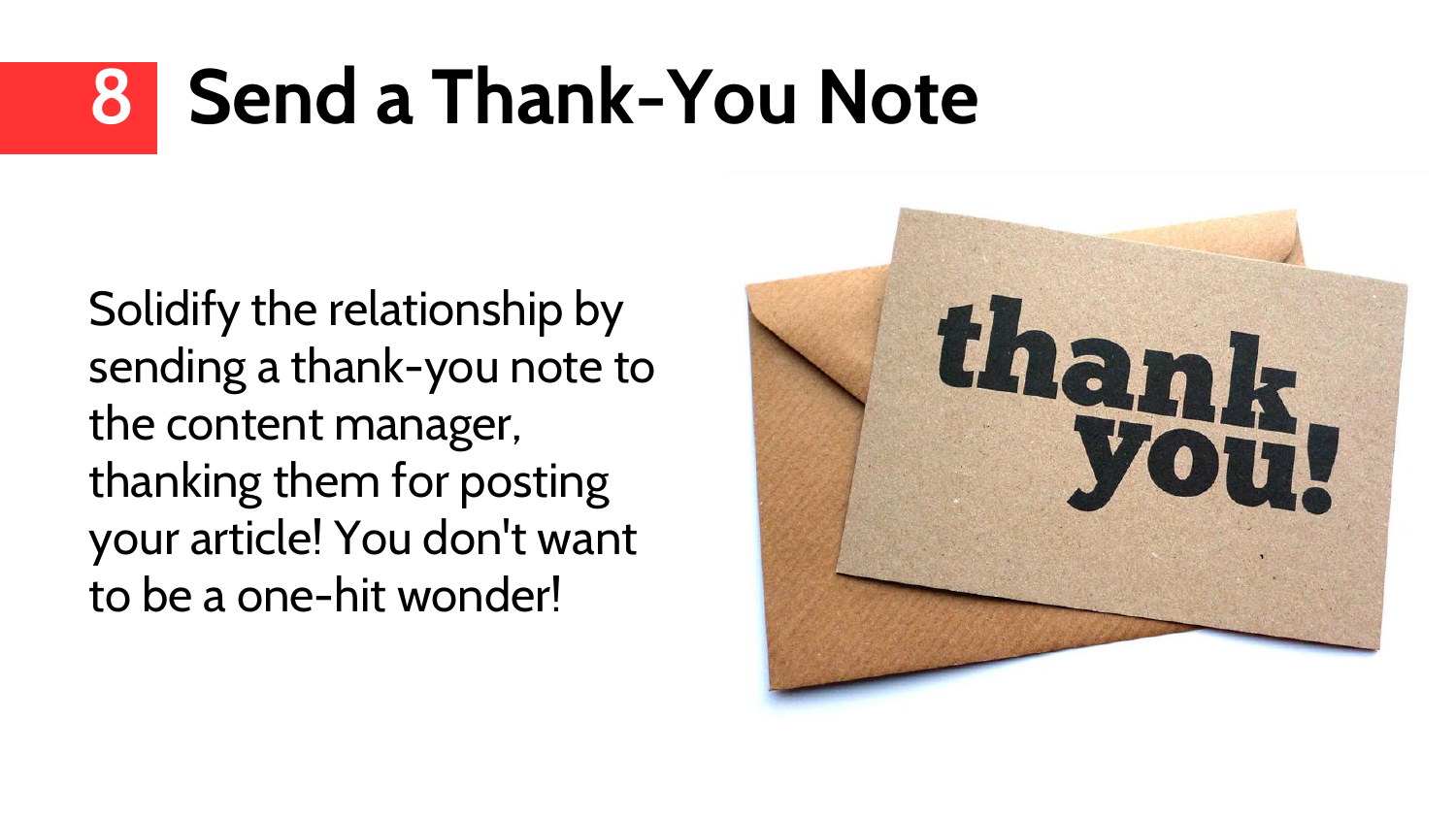# 8 Send a Thank-You Note

Solidify the relationship by sending a thank-you note to the content manager, thanking them for posting your article! You don't want to be a one-hit wonder!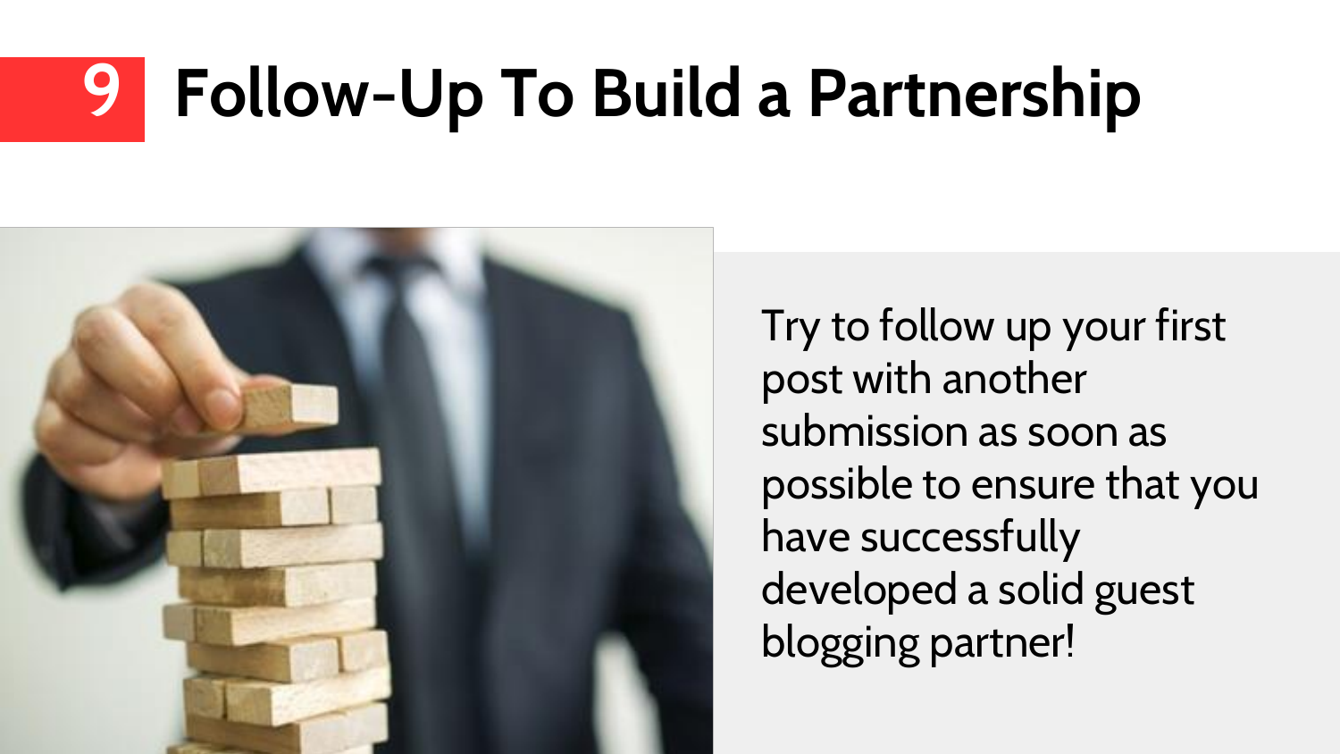# 9 Follow-Up To Build a Partnership

Try to follow up your first post with another submission as soon as possible to ensure that you have successfully developed a solid guest blogging partner!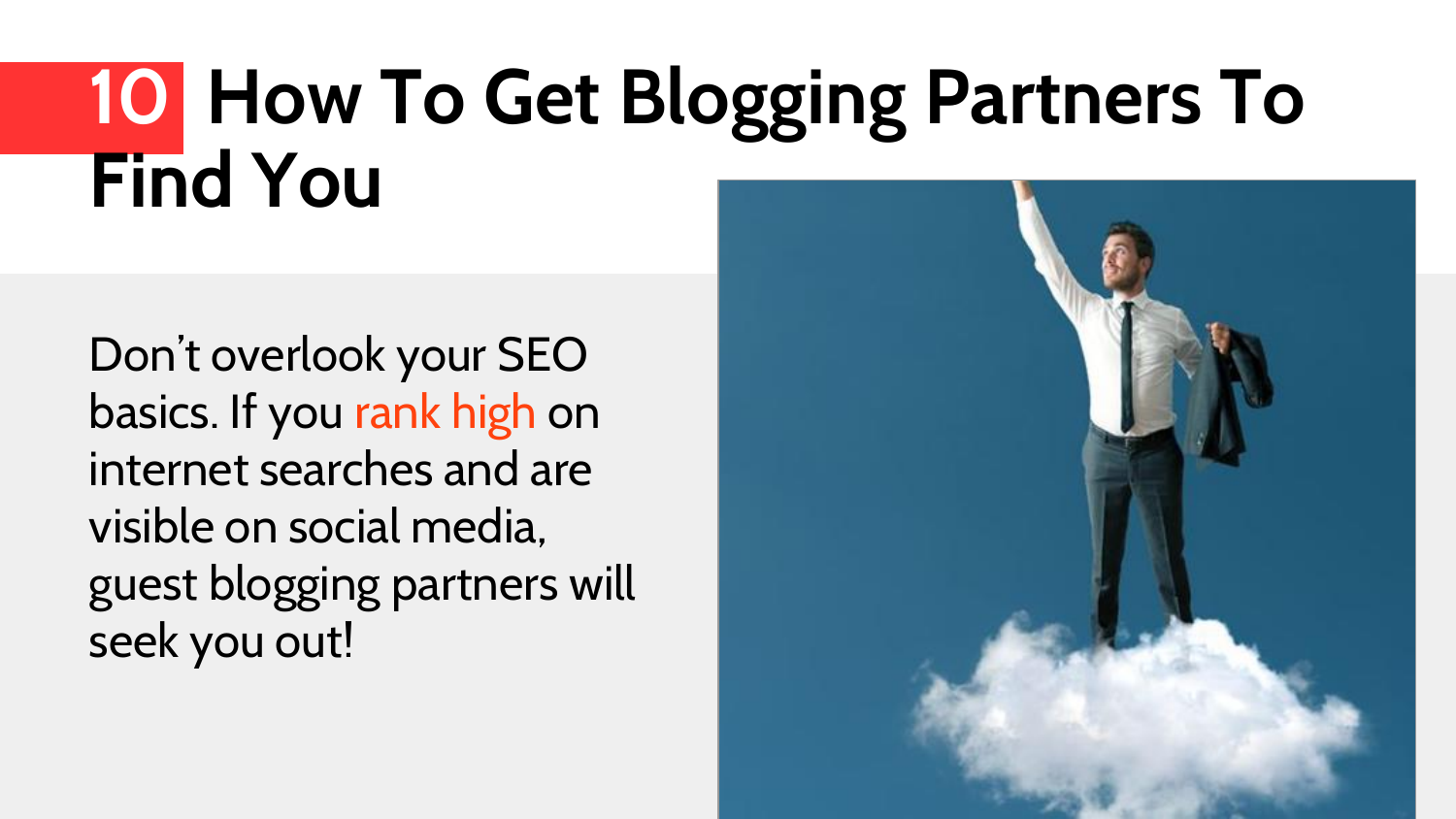# 10 How To Get Blogging Partners To Find You

Don’t overlook your SEO basics. If you rank high on internet searches and are visible on social media, guest blogging partners will seek you out!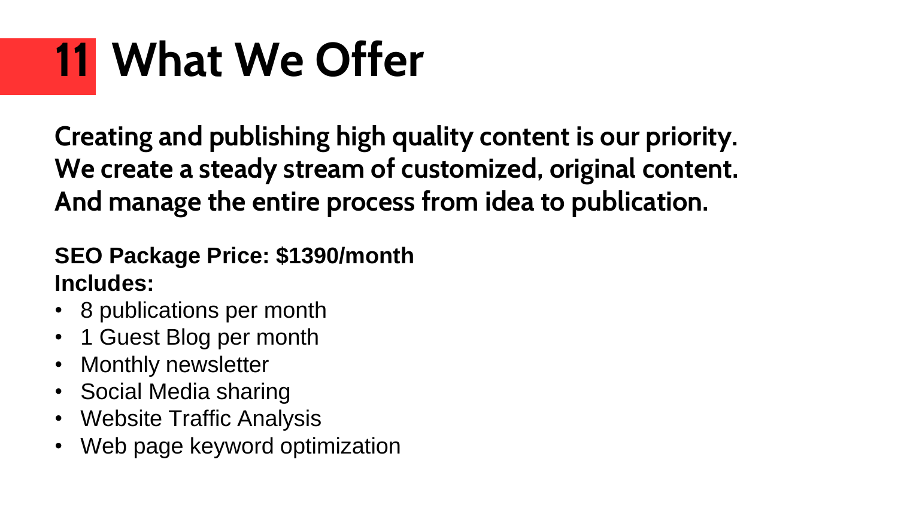# 11 What We Offer

**Creating and publishing high quality content is our priority.**
**We create a steady stream of customized, original content.**
**And manage the entire process from idea to publication.**

**SEO Package Price: $1390/month**
**Includes:**

- 8 publications per month
- 1 Guest Blog per month
- Monthly newsletter
- Social Media sharing
- Website Traffic Analysis
- Web page keyword optimization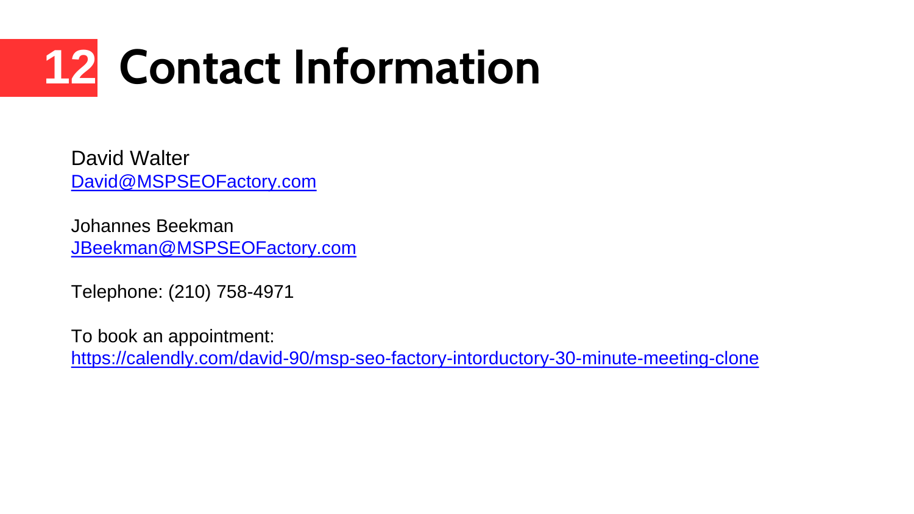# 12 Contact Information

David Walter
David@MSPSEOFactory.com

Johannes Beekman
JBeekman@MSPSEOFactory.com

Telephone: (210) 758-4971

To book an appointment:
https://calendly.com/david-90/msp-seo-factory-intordductory-30-minute-meeting-clone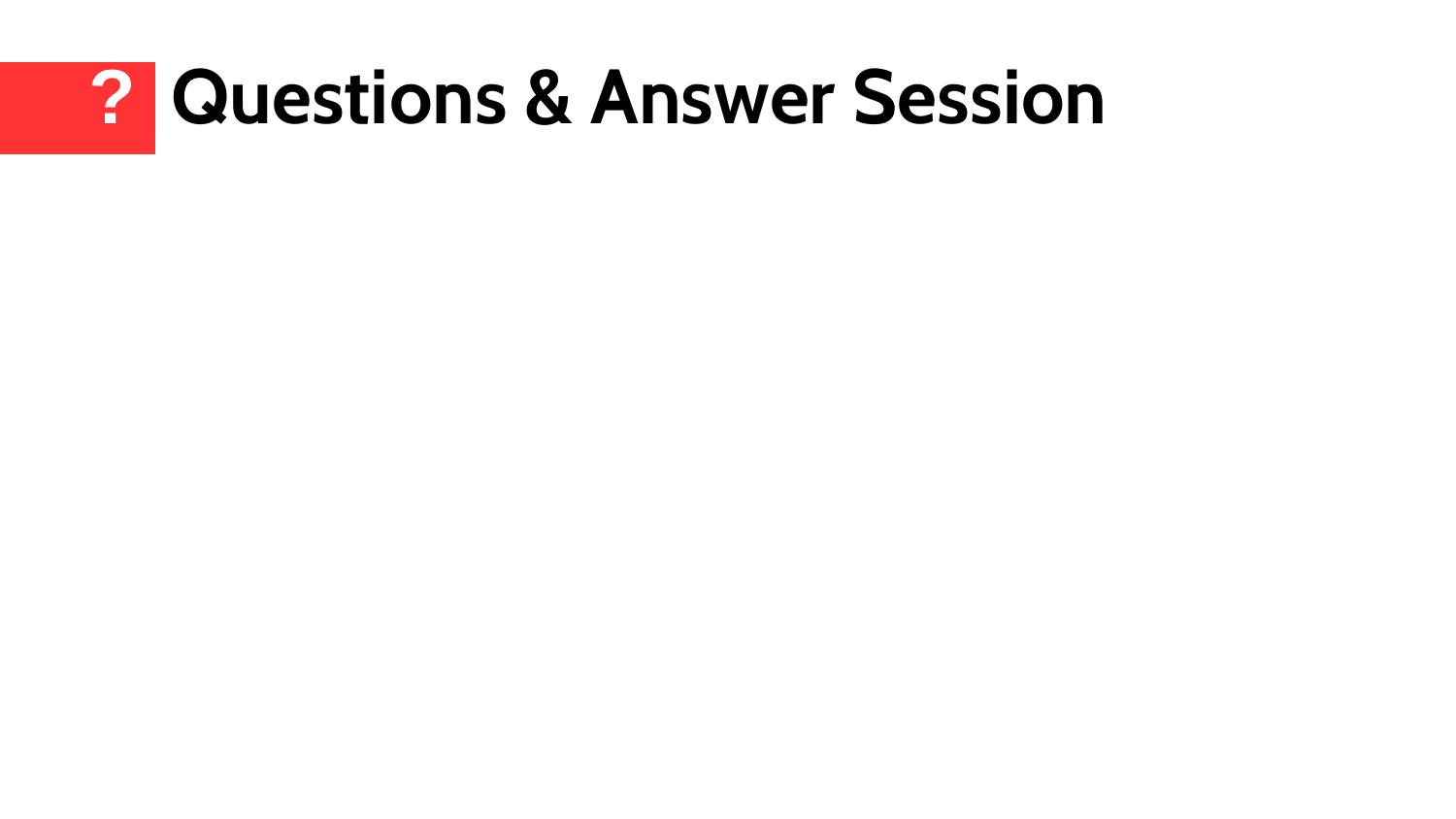# ? Questions & Answer Session